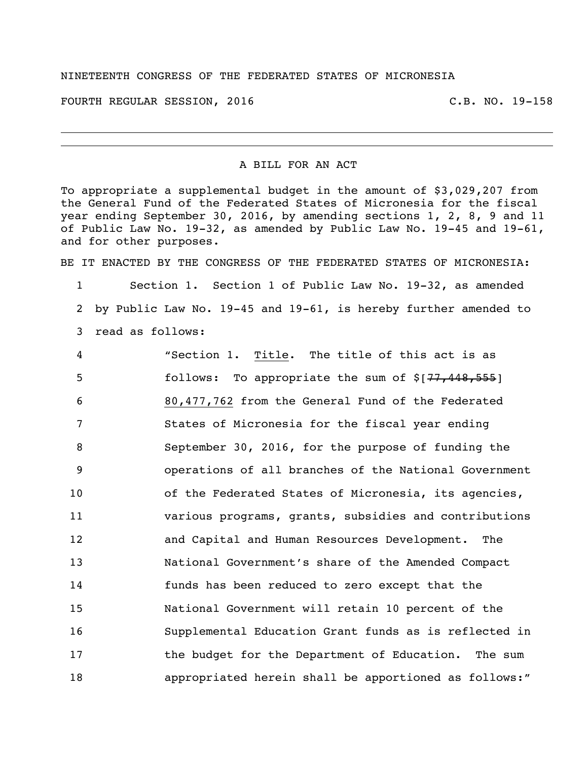NINETEENTH CONGRESS OF THE FEDERATED STATES OF MICRONESIA

FOURTH REGULAR SESSION, 2016 C.B. NO. 19-158

A BILL FOR AN ACT

To appropriate a supplemental budget in the amount of $3,029,207 from the General Fund of the Federated States of Micronesia for the fiscal year ending September 30, 2016, by amending sections 1, 2, 8, 9 and 11 of Public Law No. 19-32, as amended by Public Law No. 19-45 and 19-61, and for other purposes.

BE IT ENACTED BY THE CONGRESS OF THE FEDERATED STATES OF MICRONESIA:

1 Section 1. Section 1 of Public Law No. 19-32, as amended
2 by Public Law No. 19-45 and 19-61, is hereby further amended to
3 read as follows:

4 "Section 1. Title. The title of this act is as
5 follows: To appropriate the sum of $[~~77,448,555~~]
6 80,477,762 from the General Fund of the Federated
7 States of Micronesia for the fiscal year ending
8 September 30, 2016, for the purpose of funding the
9 operations of all branches of the National Government
10 of the Federated States of Micronesia, its agencies,
11 various programs, grants, subsidies and contributions
12 and Capital and Human Resources Development. The
13 National Government's share of the Amended Compact
14 funds has been reduced to zero except that the
15 National Government will retain 10 percent of the
16 Supplemental Education Grant funds as is reflected in
17 the budget for the Department of Education. The sum
18 appropriated herein shall be apportioned as follows:"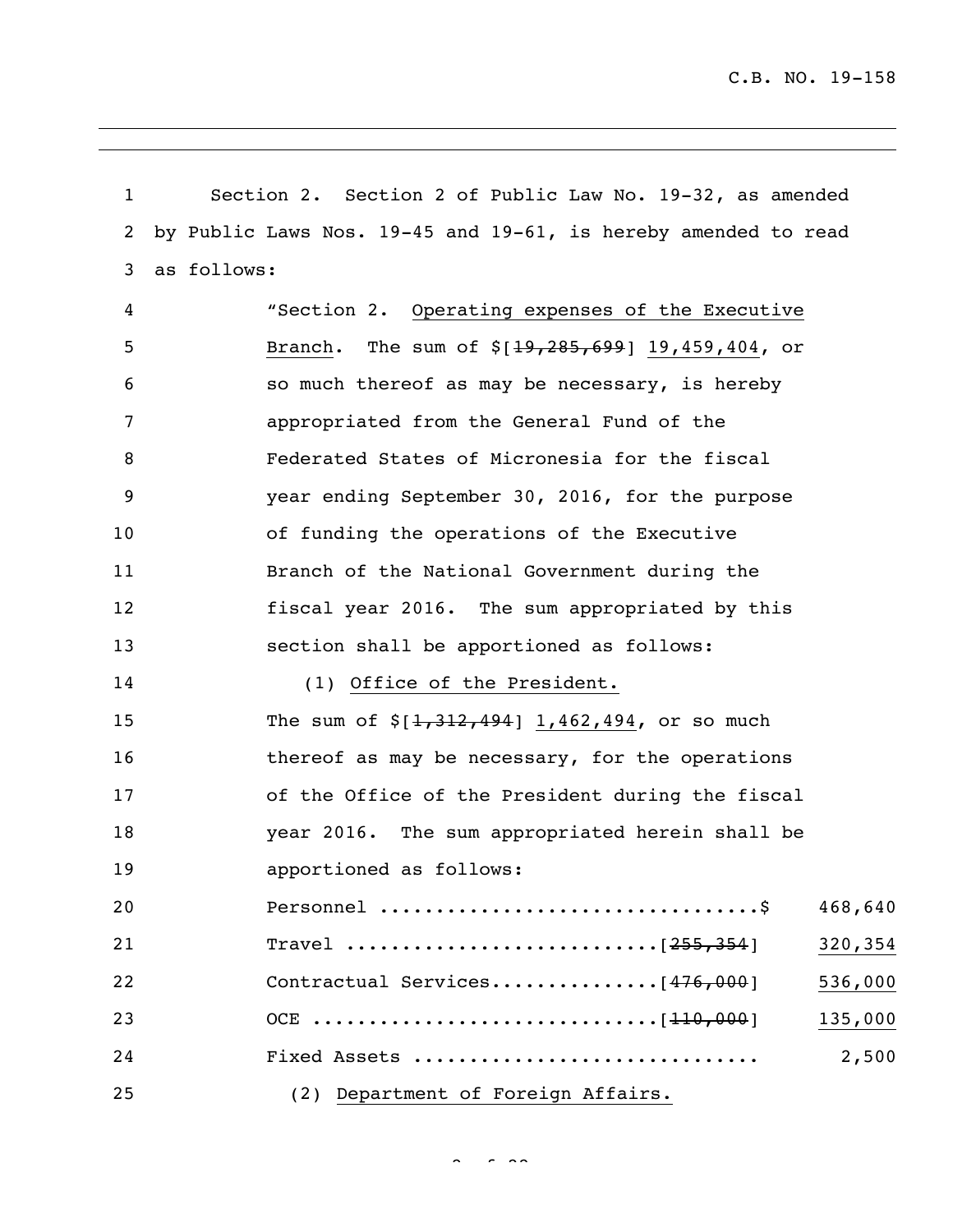Section 2. Section 2 of Public Law No. 19-32, as amended by Public Laws Nos. 19-45 and 19-61, is hereby amended to read as follows:

"Section 2. <u>Operating expenses of the Executive Branch</u>. The sum of $[~~19,285,699~~] <u>19,459,404</u>, or so much thereof as may be necessary, is hereby appropriated from the General Fund of the Federated States of Micronesia for the fiscal year ending September 30, 2016, for the purpose of funding the operations of the Executive Branch of the National Government during the fiscal year 2016. The sum appropriated by this section shall be apportioned as follows:

(1) <u>Office of the President.</u>

The sum of $[~~1,312,494~~] <u>1,462,494</u>, or so much thereof as may be necessary, for the operations of the Office of the President during the fiscal year 2016. The sum appropriated herein shall be apportioned as follows:

| | |
|---|---|
| Personnel ................................$ | 468,640 |
| Travel ..........................[~~255,354~~] | <u>320,354</u> |
| Contractual Services..............[~~476,000~~] | <u>536,000</u> |
| OCE .............................[~~110,000~~] | <u>135,000</u> |
| Fixed Assets .............................. | 2,500 |

(2) <u>Department of Foreign Affairs.</u>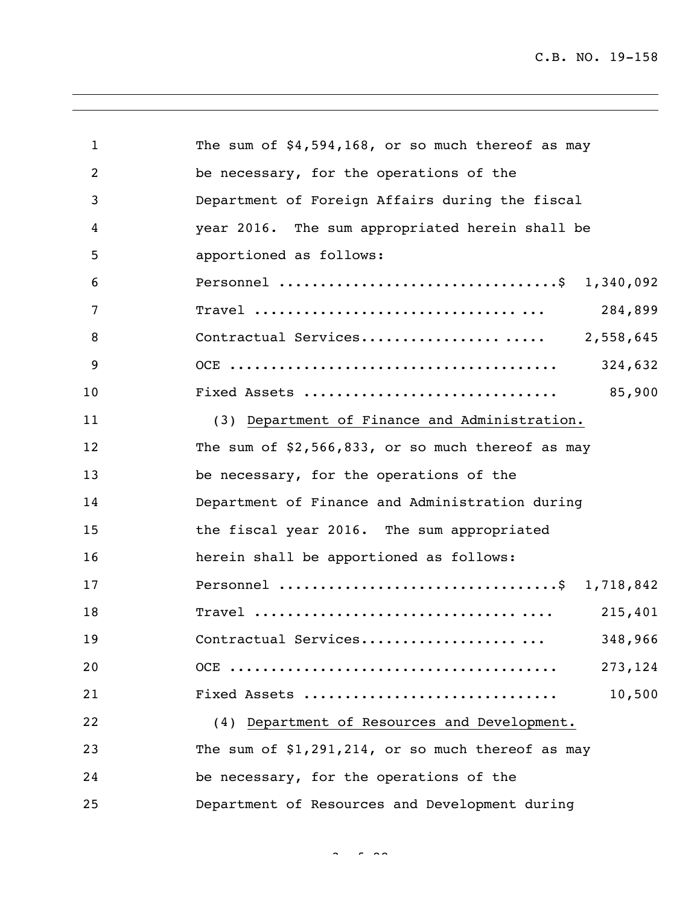The sum of $4,594,168, or so much thereof as may be necessary, for the operations of the Department of Foreign Affairs during the fiscal year 2016. The sum appropriated herein shall be apportioned as follows:

| | |
|---|---|
| Personnel ................................ | $ 1,340,092 |
| Travel ................................ ... | 284,899 |
| Contractual Services.................... ..... | 2,558,645 |
| OCE ...................................... | 324,632 |
| Fixed Assets ............................ | 85,900 |

(3) Department of Finance and Administration. The sum of $2,566,833, or so much thereof as may be necessary, for the operations of the Department of Finance and Administration during the fiscal year 2016. The sum appropriated herein shall be apportioned as follows:

| | |
|---|---|
| Personnel ................................ | $ 1,718,842 |
| Travel ................................ .... | 215,401 |
| Contractual Services.................... ... | 348,966 |
| OCE ...................................... | 273,124 |
| Fixed Assets ............................ | 10,500 |

(4) Department of Resources and Development. The sum of $1,291,214, or so much thereof as may be necessary, for the operations of the Department of Resources and Development during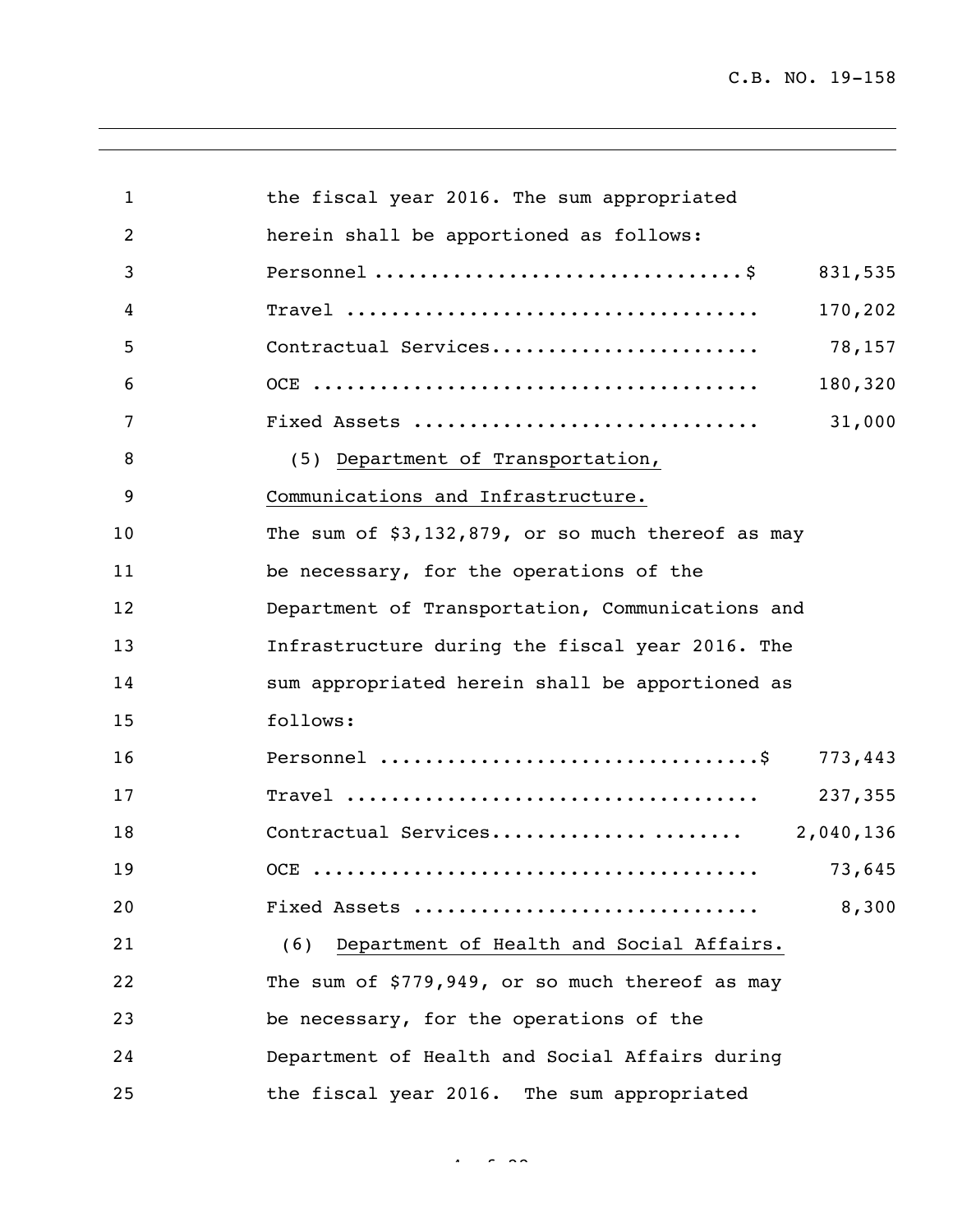the fiscal year 2016. The sum appropriated herein shall be apportioned as follows:

| | |
|---|---|
| Personnel ................................$ | 831,535 |
| Travel .................................... | 170,202 |
| Contractual Services....................... | 78,157 |
| OCE ....................................... | 180,320 |
| Fixed Assets .............................. | 31,000 |

(5) Department of Transportation, Communications and Infrastructure.

The sum of $3,132,879, or so much thereof as may be necessary, for the operations of the Department of Transportation, Communications and Infrastructure during the fiscal year 2016. The sum appropriated herein shall be apportioned as follows:

| | |
|---|---|
| Personnel ................................$ | 773,443 |
| Travel .................................... | 237,355 |
| Contractual Services....................... | 2,040,136 |
| OCE ....................................... | 73,645 |
| Fixed Assets .............................. | 8,300 |

(6) Department of Health and Social Affairs.

The sum of $779,949, or so much thereof as may be necessary, for the operations of the Department of Health and Social Affairs during the fiscal year 2016. The sum appropriated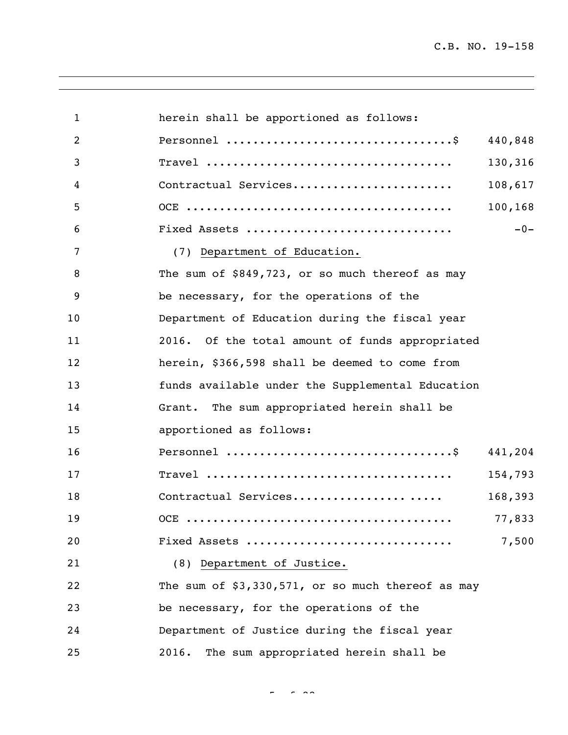herein shall be apportioned as follows:

| | |
|---|---|
| Personnel ................................$ | 440,848 |
| Travel ................................... | 130,316 |
| Contractual Services...................... | 108,617 |
| OCE ...................................... | 100,168 |
| Fixed Assets ............................. | -0- |

(7) Department of Education.

The sum of $849,723, or so much thereof as may be necessary, for the operations of the Department of Education during the fiscal year 2016. Of the total amount of funds appropriated herein, $366,598 shall be deemed to come from funds available under the Supplemental Education Grant. The sum appropriated herein shall be apportioned as follows:

| | |
|---|---|
| Personnel ................................$ | 441,204 |
| Travel ................................... | 154,793 |
| Contractual Services.................. ..... | 168,393 |
| OCE ...................................... | 77,833 |
| Fixed Assets ............................. | 7,500 |

(8) Department of Justice.

The sum of $3,330,571, or so much thereof as may be necessary, for the operations of the Department of Justice during the fiscal year 2016. The sum appropriated herein shall be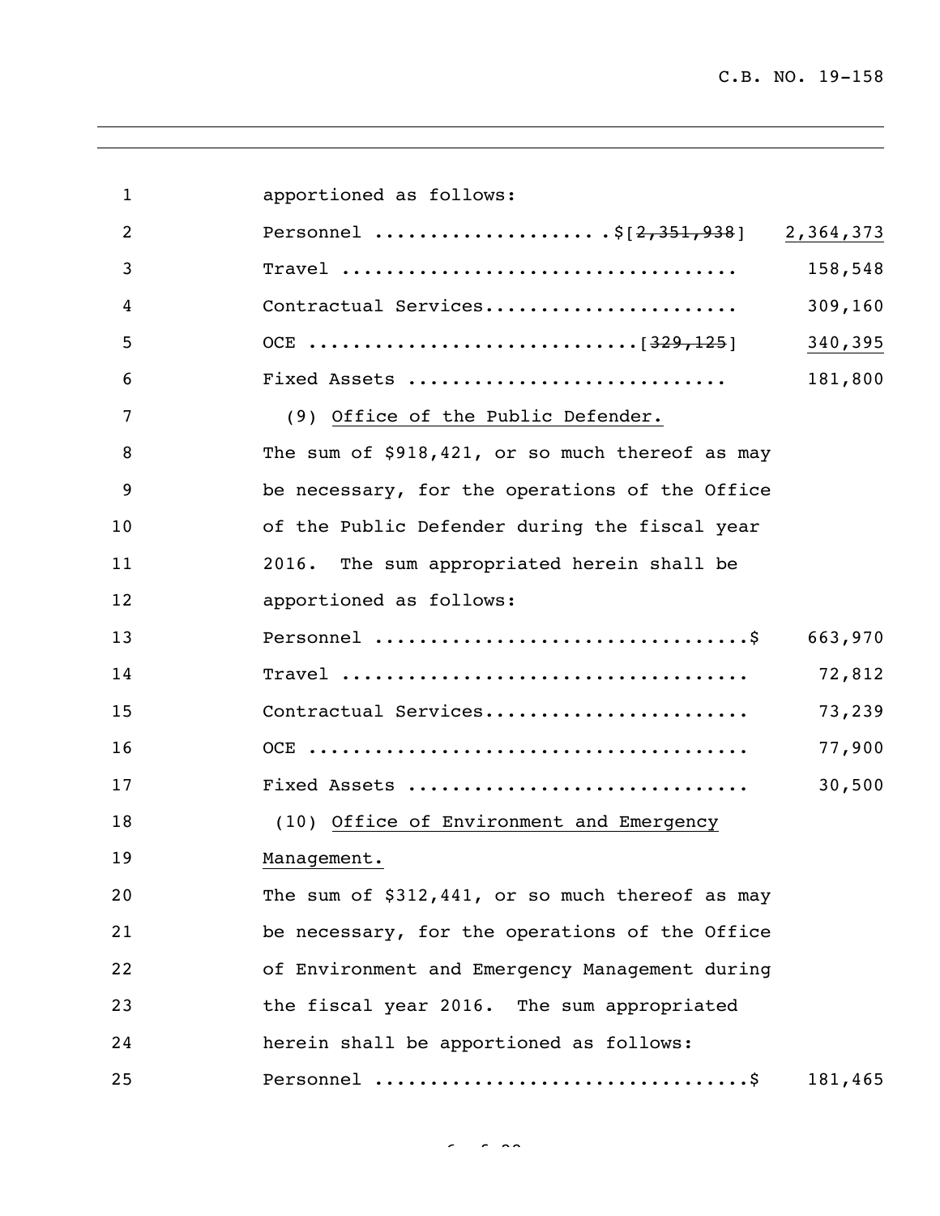apportioned as follows:

| | |
|---|---|
| Personnel ....................$[~~2,351,938~~] | <u>2,364,373</u> |
| Travel ................................... | 158,548 |
| Contractual Services...................... | 309,160 |
| OCE ............................[~~329,125~~] | <u>340,395</u> |
| Fixed Assets ............................ | 181,800 |

(9) <u>Office of the Public Defender.</u>

The sum of $918,421, or so much thereof as may be necessary, for the operations of the Office of the Public Defender during the fiscal year 2016. The sum appropriated herein shall be apportioned as follows:

| | |
|---|---|
| Personnel ................................$ | 663,970 |
| Travel .................................... | 72,812 |
| Contractual Services....................... | 73,239 |
| OCE ....................................... | 77,900 |
| Fixed Assets ............................. | 30,500 |

(10) <u>Office of Environment and Emergency Management.</u>

The sum of $312,441, or so much thereof as may be necessary, for the operations of the Office of Environment and Emergency Management during the fiscal year 2016. The sum appropriated herein shall be apportioned as follows:

| | |
|---|---|
| Personnel ................................$ | 181,465 |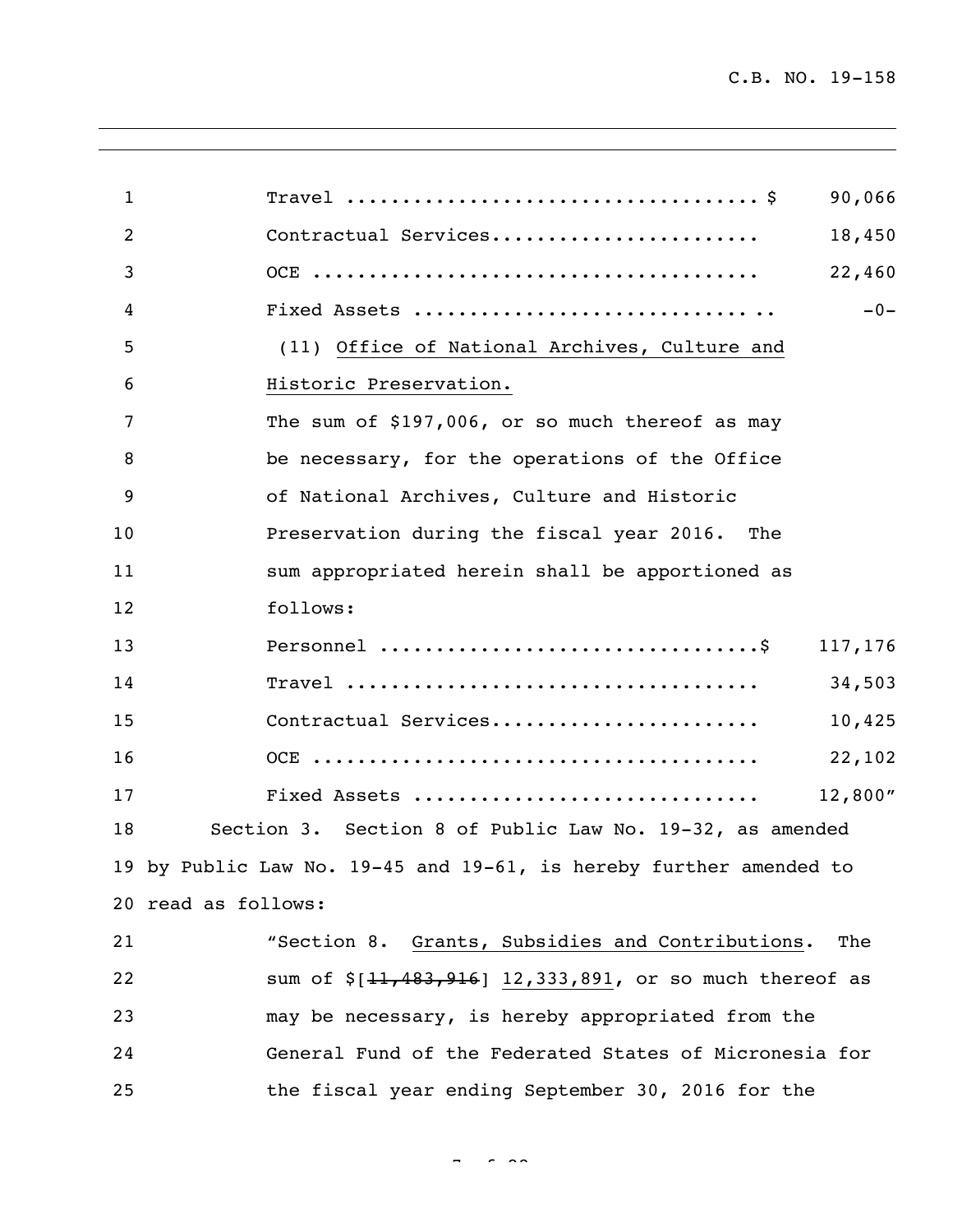| | |
|---|---|
| Travel .................................... $ | 90,066 |
| Contractual Services....................... | 18,450 |
| OCE ....................................... | 22,460 |
| Fixed Assets ............................. .. | -0- |

(11) Office of National Archives, Culture and Historic Preservation.

The sum of $197,006, or so much thereof as may be necessary, for the operations of the Office of National Archives, Culture and Historic Preservation during the fiscal year 2016. The sum appropriated herein shall be apportioned as follows:

| | |
|---|---|
| Personnel ................................$ | 117,176 |
| Travel .................................... | 34,503 |
| Contractual Services....................... | 10,425 |
| OCE ....................................... | 22,102 |
| Fixed Assets ............................. | 12,800” |

Section 3. Section 8 of Public Law No. 19-32, as amended by Public Law No. 19-45 and 19-61, is hereby further amended to read as follows:

“Section 8. Grants, Subsidies and Contributions. The sum of $[~~11,483,916~~] 12,333,891, or so much thereof as may be necessary, is hereby appropriated from the General Fund of the Federated States of Micronesia for the fiscal year ending September 30, 2016 for the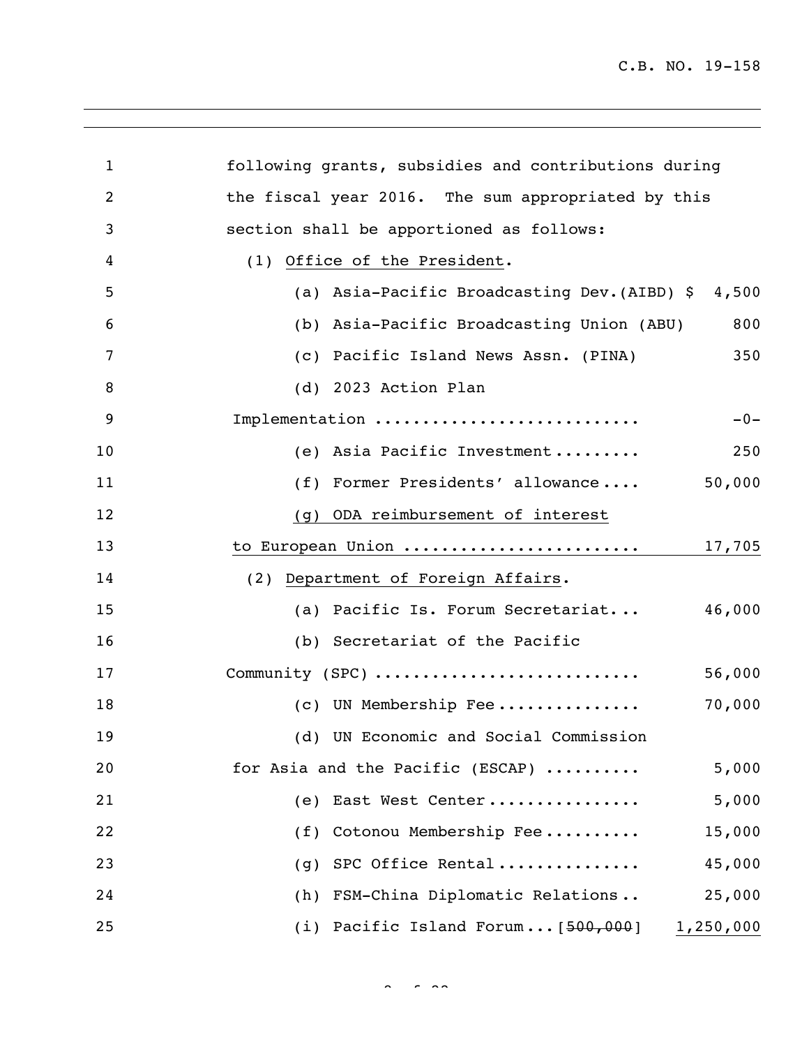following grants, subsidies and contributions during the fiscal year 2016. The sum appropriated by this section shall be apportioned as follows:

(1) Office of the President.

| | |
|---|---|
| (a) Asia-Pacific Broadcasting Dev.(AIBD) | $ 4,500 |
| (b) Asia-Pacific Broadcasting Union (ABU) | 800 |
| (c) Pacific Island News Assn. (PINA) | 350 |
| (d) 2023 Action Plan Implementation ........................... | -0- |
| (e) Asia Pacific Investment......... | 250 |
| (f) Former Presidents' allowance.... | 50,000 |
| (g) ODA reimbursement of interest to European Union ........................ | 17,705 |

(2) Department of Foreign Affairs.

| | |
|---|---|
| (a) Pacific Is. Forum Secretariat... | 46,000 |
| (b) Secretariat of the Pacific Community (SPC) ........................... | 56,000 |
| (c) UN Membership Fee.............. | 70,000 |
| (d) UN Economic and Social Commission for Asia and the Pacific (ESCAP) .......... | 5,000 |
| (e) East West Center................ | 5,000 |
| (f) Cotonou Membership Fee.......... | 15,000 |
| (g) SPC Office Rental.............. | 45,000 |
| (h) FSM-China Diplomatic Relations.. | 25,000 |
| (i) Pacific Island Forum...[~~500,000~~] | 1,250,000 |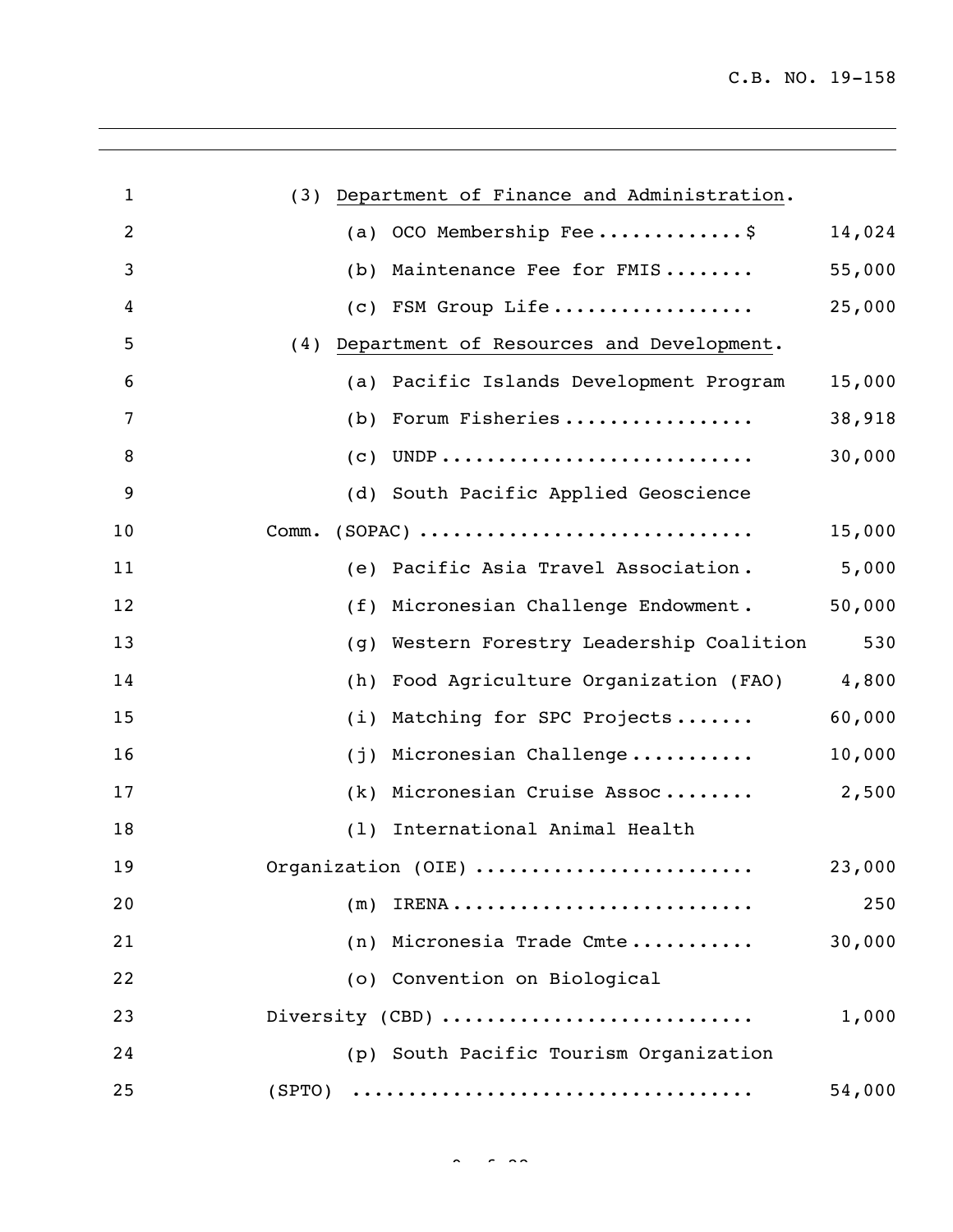(3) Department of Finance and Administration.

(a) OCO Membership Fee.............$ 14,024

(b) Maintenance Fee for FMIS........ 55,000

(c) FSM Group Life.................. 25,000

(4) Department of Resources and Development.

(a) Pacific Islands Development Program 15,000

(b) Forum Fisheries................. 38,918

(c) UNDP............................ 30,000

(d) South Pacific Applied Geoscience Comm. (SOPAC) ............................ 15,000

(e) Pacific Asia Travel Association. 5,000

(f) Micronesian Challenge Endowment. 50,000

(g) Western Forestry Leadership Coalition 530

(h) Food Agriculture Organization (FAO) 4,800

(i) Matching for SPC Projects....... 60,000

(j) Micronesian Challenge........... 10,000

(k) Micronesian Cruise Assoc........ 2,500

(l) International Animal Health Organization (OIE) ........................ 23,000

(m) IRENA........................... 250

(n) Micronesia Trade Cmte........... 30,000

(o) Convention on Biological Diversity (CBD) .......................... 1,000

(p) South Pacific Tourism Organization (SPTO) .................................. 54,000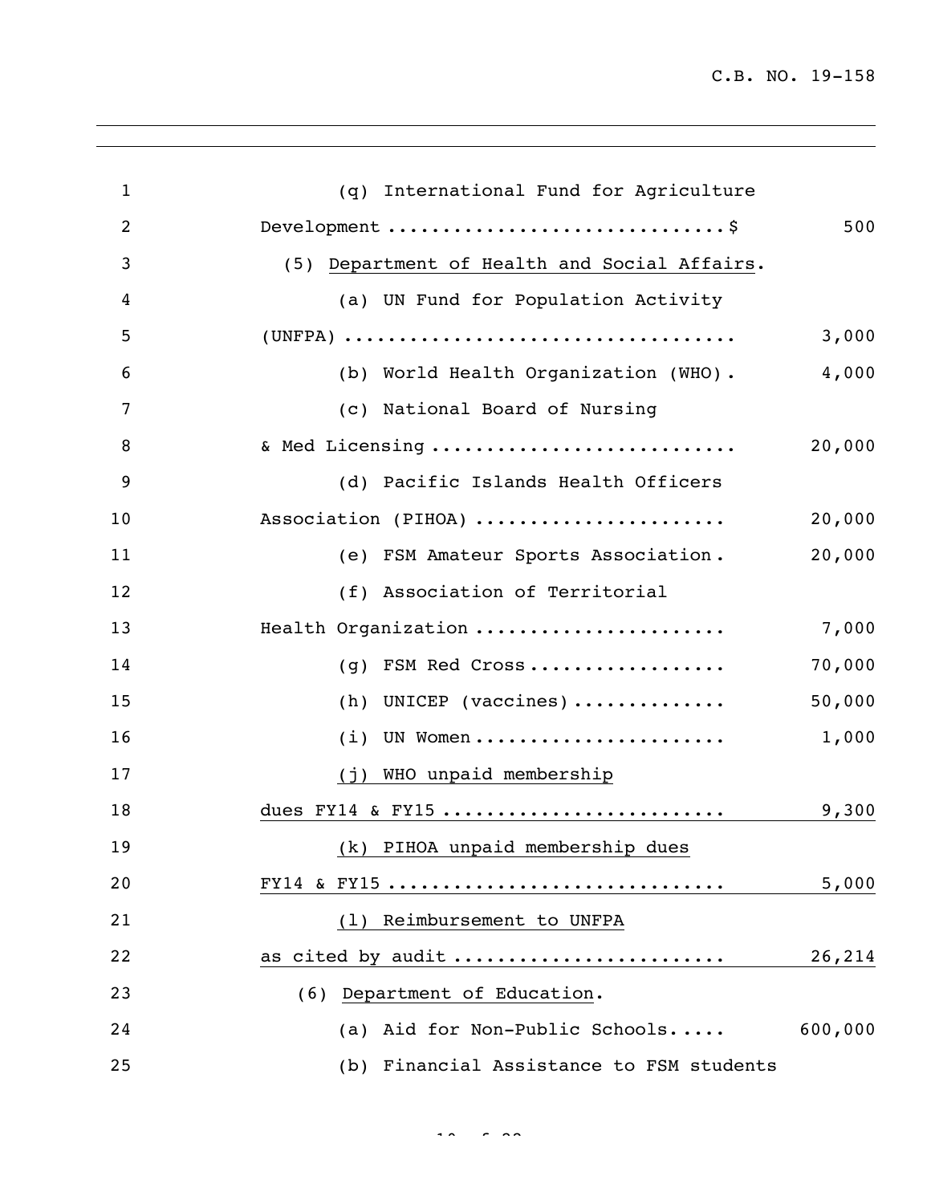(q) International Fund for Agriculture Development ..............................$ 500

(5) Department of Health and Social Affairs.

(a) UN Fund for Population Activity (UNFPA) .................................... 3,000

(b) World Health Organization (WHO). 4,000

(c) National Board of Nursing & Med Licensing ........................... 20,000

(d) Pacific Islands Health Officers Association (PIHOA) ...................... 20,000

(e) FSM Amateur Sports Association. 20,000

(f) Association of Territorial Health Organization ....................... 7,000

(g) FSM Red Cross .................. 70,000

(h) UNICEP (vaccines) ............. 50,000

(i) UN Women ....................... 1,000

(j) WHO unpaid membership dues FY14 & FY15 ......................... 9,300

(k) PIHOA unpaid membership dues FY14 & FY15 .............................. 5,000

(l) Reimbursement to UNFPA as cited by audit ........................ 26,214

(6) Department of Education.

(a) Aid for Non-Public Schools..... 600,000

(b) Financial Assistance to FSM students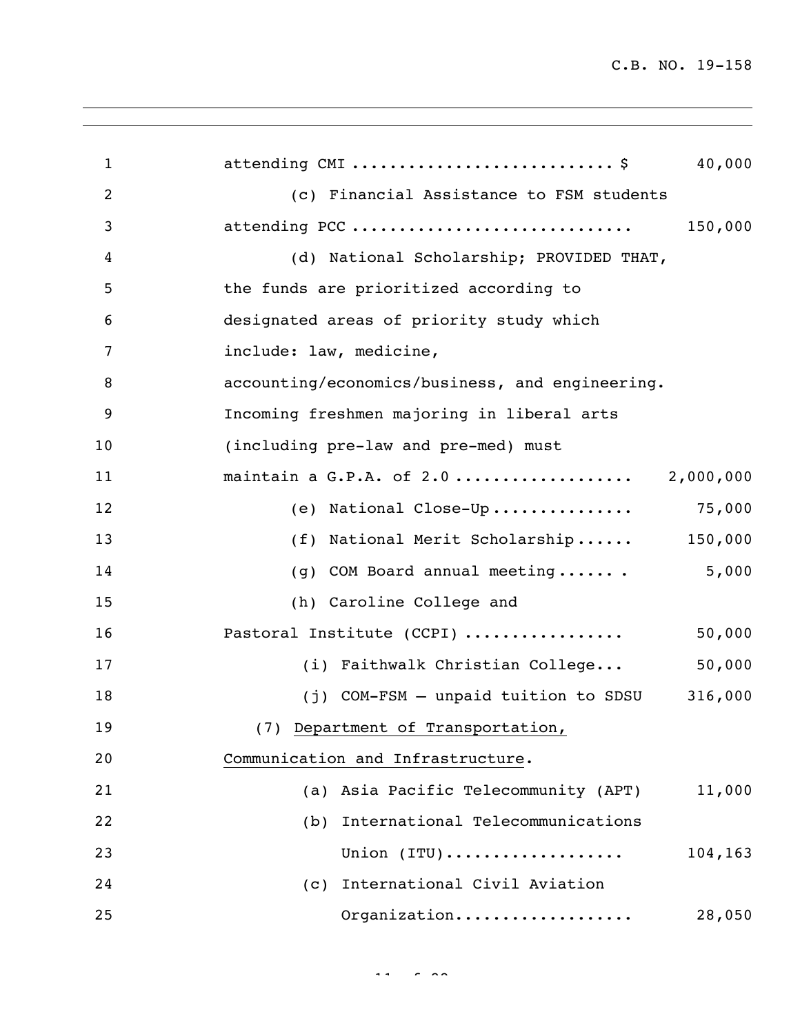attending CMI ........................... $ 40,000

(c) Financial Assistance to FSM students attending PCC ............................ 150,000

(d) National Scholarship; PROVIDED THAT, the funds are prioritized according to designated areas of priority study which include: law, medicine, accounting/economics/business, and engineering. Incoming freshmen majoring in liberal arts (including pre-law and pre-med) must maintain a G.P.A. of 2.0 .................. 2,000,000

(e) National Close-Up............... 75,000

(f) National Merit Scholarship...... 150,000

(g) COM Board annual meeting....... . 5,000

(h) Caroline College and Pastoral Institute (CCPI) ................ 50,000

(i) Faithwalk Christian College... 50,000

(j) COM-FSM – unpaid tuition to SDSU 316,000

(7) Department of Transportation, Communication and Infrastructure.

(a) Asia Pacific Telecommunity (APT) 11,000

(b) International Telecommunications Union (ITU).................. 104,163

(c) International Civil Aviation Organization.................. 28,050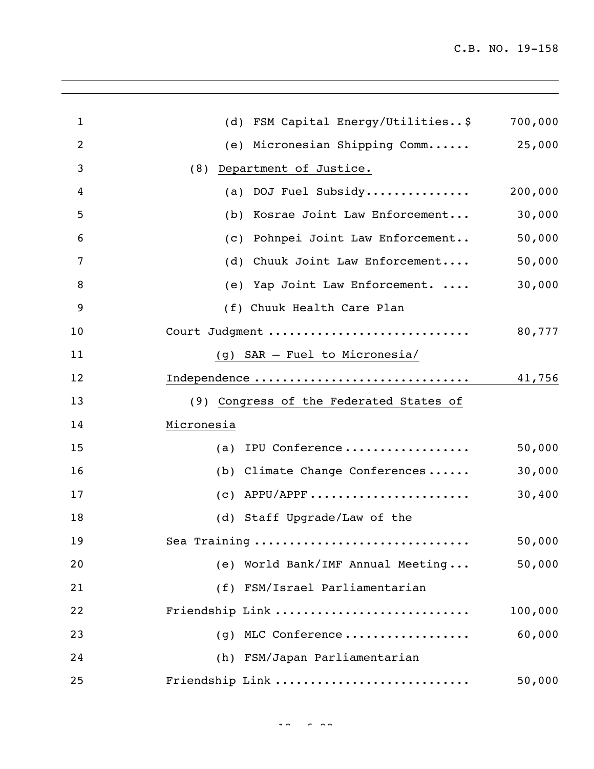| | |
|---|---|
| (d) FSM Capital Energy/Utilities..$ | 700,000 |
| (e) Micronesian Shipping Comm...... | 25,000 |
| (8) Department of Justice. | |
| (a) DOJ Fuel Subsidy............... | 200,000 |
| (b) Kosrae Joint Law Enforcement... | 30,000 |
| (c) Pohnpei Joint Law Enforcement.. | 50,000 |
| (d) Chuuk Joint Law Enforcement.... | 50,000 |
| (e) Yap Joint Law Enforcement. .... | 30,000 |
| (f) Chuuk Health Care Plan Court Judgment ............................ | 80,777 |
| (g) SAR – Fuel to Micronesia/ Independence ............................. | 41,756 |
| (9) Congress of the Federated States of Micronesia | |
| (a) IPU Conference.................. | 50,000 |
| (b) Climate Change Conferences...... | 30,000 |
| (c) APPU/APPF....................... | 30,400 |
| (d) Staff Upgrade/Law of the Sea Training .............................. | 50,000 |
| (e) World Bank/IMF Annual Meeting... | 50,000 |
| (f) FSM/Israel Parliamentarian Friendship Link .......................... | 100,000 |
| (g) MLC Conference.................. | 60,000 |
| (h) FSM/Japan Parliamentarian Friendship Link .......................... | 50,000 |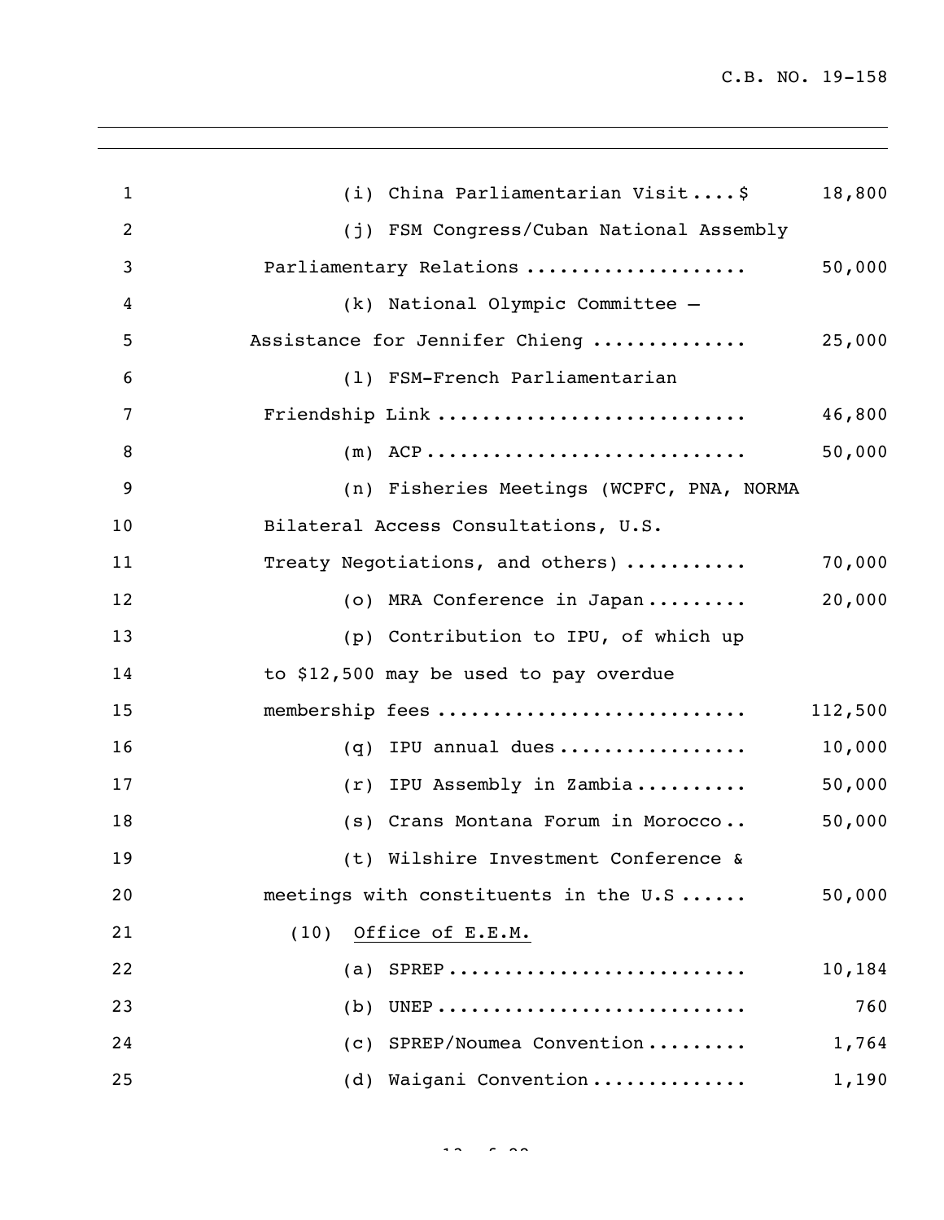(i) China Parliamentarian Visit....$ 18,800

(j) FSM Congress/Cuban National Assembly Parliamentary Relations .................... 50,000

(k) National Olympic Committee – Assistance for Jennifer Chieng .............. 25,000

(l) FSM-French Parliamentarian Friendship Link ........................... 46,800

(m) ACP ............................ 50,000

(n) Fisheries Meetings (WCPFC, PNA, NORMA Bilateral Access Consultations, U.S. Treaty Negotiations, and others) ........... 70,000

(o) MRA Conference in Japan......... 20,000

(p) Contribution to IPU, of which up to $12,500 may be used to pay overdue membership fees ........................... 112,500

(q) IPU annual dues ................. 10,000

(r) IPU Assembly in Zambia.......... 50,000

(s) Crans Montana Forum in Morocco.. 50,000

(t) Wilshire Investment Conference & meetings with constituents in the U.S ...... 50,000

(10) <u>Office of E.E.M.</u>

(a) SPREP .......................... 10,184

(b) UNEP ........................... 760

(c) SPREP/Noumea Convention......... 1,764

(d) Waigani Convention ............. 1,190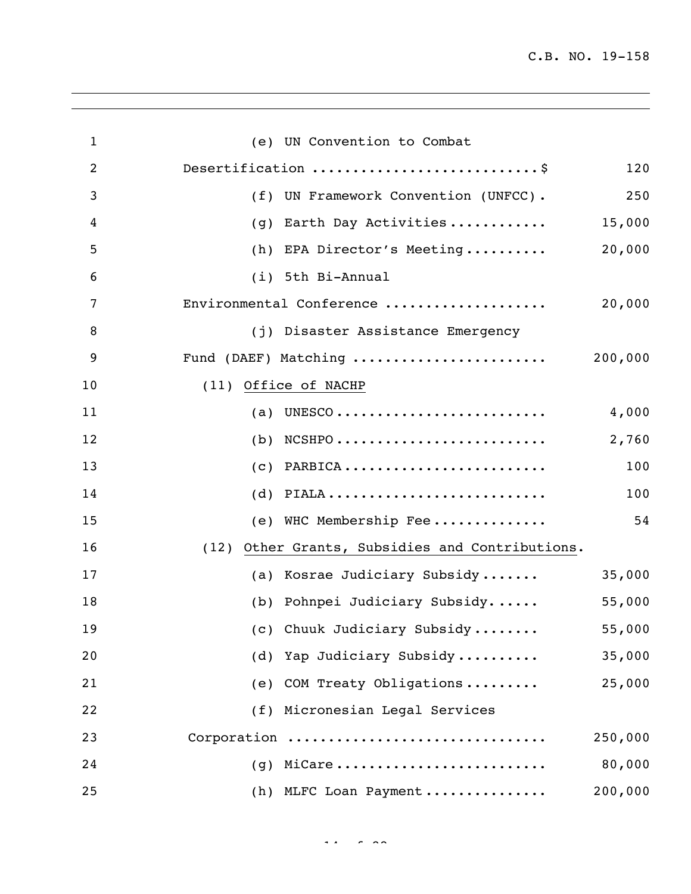(e) UN Convention to Combat Desertification ........................... $ 120

(f) UN Framework Convention (UNFCC) . 250

(g) Earth Day Activities ............ 15,000

(h) EPA Director's Meeting .......... 20,000

(i) 5th Bi-Annual Environmental Conference .................... 20,000

(j) Disaster Assistance Emergency Fund (DAEF) Matching ........................ 200,000

(11) Office of NACHP

(a) UNESCO .......................... 4,000

(b) NCSHPO .......................... 2,760

(c) PARBICA ......................... 100

(d) PIALA ........................... 100

(e) WHC Membership Fee .............. 54

(12) Other Grants, Subsidies and Contributions.

(a) Kosrae Judiciary Subsidy ....... 35,000

(b) Pohnpei Judiciary Subsidy...... 55,000

(c) Chuuk Judiciary Subsidy ........ 55,000

(d) Yap Judiciary Subsidy .......... 35,000

(e) COM Treaty Obligations ......... 25,000

(f) Micronesian Legal Services Corporation .............................. 250,000

(g) MiCare .......................... 80,000

(h) MLFC Loan Payment ............... 200,000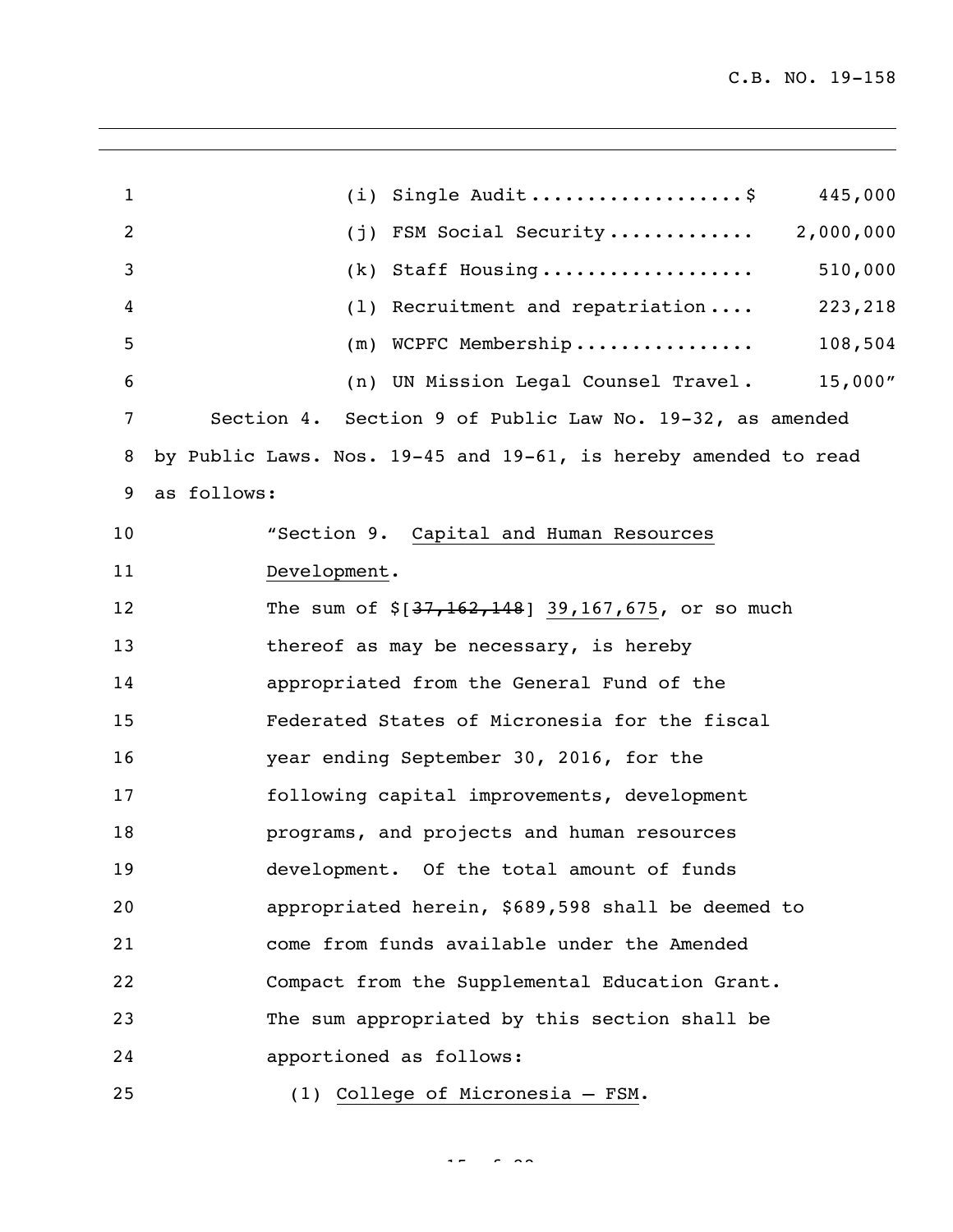(i) Single Audit..................$ 445,000

(j) FSM Social Security............ 2,000,000

(k) Staff Housing.................. 510,000

(l) Recruitment and repatriation.... 223,218

(m) WCPFC Membership................ 108,504

(n) UN Mission Legal Counsel Travel. 15,000"

Section 4. Section 9 of Public Law No. 19-32, as amended by Public Laws. Nos. 19-45 and 19-61, is hereby amended to read as follows:

"Section 9. Capital and Human Resources Development.

The sum of $[~~37,162,148~~] 39,167,675, or so much thereof as may be necessary, is hereby appropriated from the General Fund of the Federated States of Micronesia for the fiscal year ending September 30, 2016, for the following capital improvements, development programs, and projects and human resources development. Of the total amount of funds appropriated herein, $689,598 shall be deemed to come from funds available under the Amended Compact from the Supplemental Education Grant. The sum appropriated by this section shall be apportioned as follows:

(1) College of Micronesia – FSM.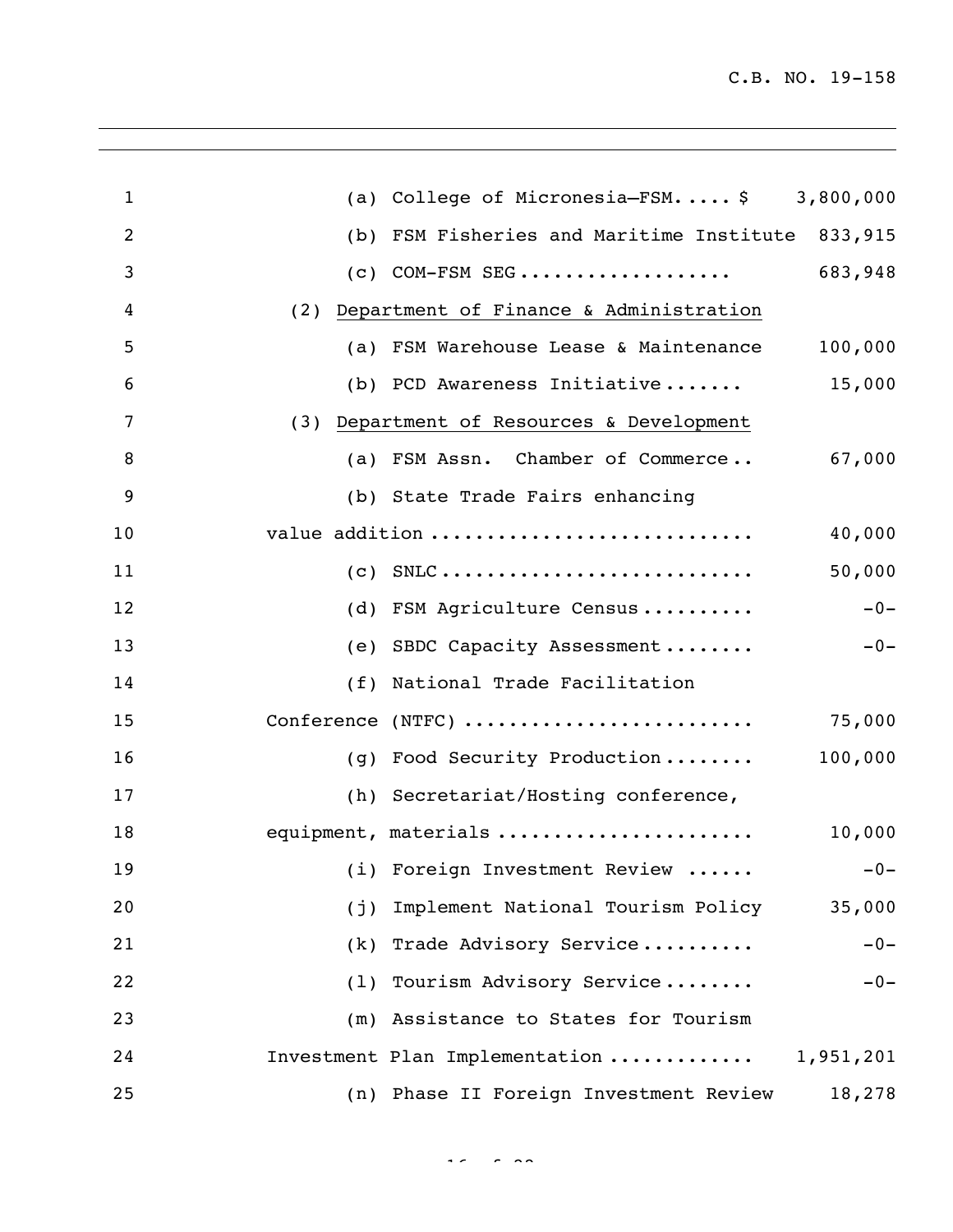(a) College of Micronesia–FSM..... $ 3,800,000

(b) FSM Fisheries and Maritime Institute 833,915

(c) COM-FSM SEG.................. 683,948

(2) Department of Finance & Administration

(a) FSM Warehouse Lease & Maintenance 100,000

(b) PCD Awareness Initiative....... 15,000

(3) Department of Resources & Development

(a) FSM Assn. Chamber of Commerce.. 67,000

(b) State Trade Fairs enhancing value addition ............................ 40,000

(c) SNLC........................... 50,000

(d) FSM Agriculture Census.......... -0-

(e) SBDC Capacity Assessment........ -0-

(f) National Trade Facilitation Conference (NTFC) ......................... 75,000

(g) Food Security Production........ 100,000

(h) Secretariat/Hosting conference, equipment, materials ...................... 10,000

(i) Foreign Investment Review ...... -0-

(j) Implement National Tourism Policy 35,000

(k) Trade Advisory Service.......... -0-

(l) Tourism Advisory Service........ -0-

(m) Assistance to States for Tourism Investment Plan Implementation ............ 1,951,201

(n) Phase II Foreign Investment Review 18,278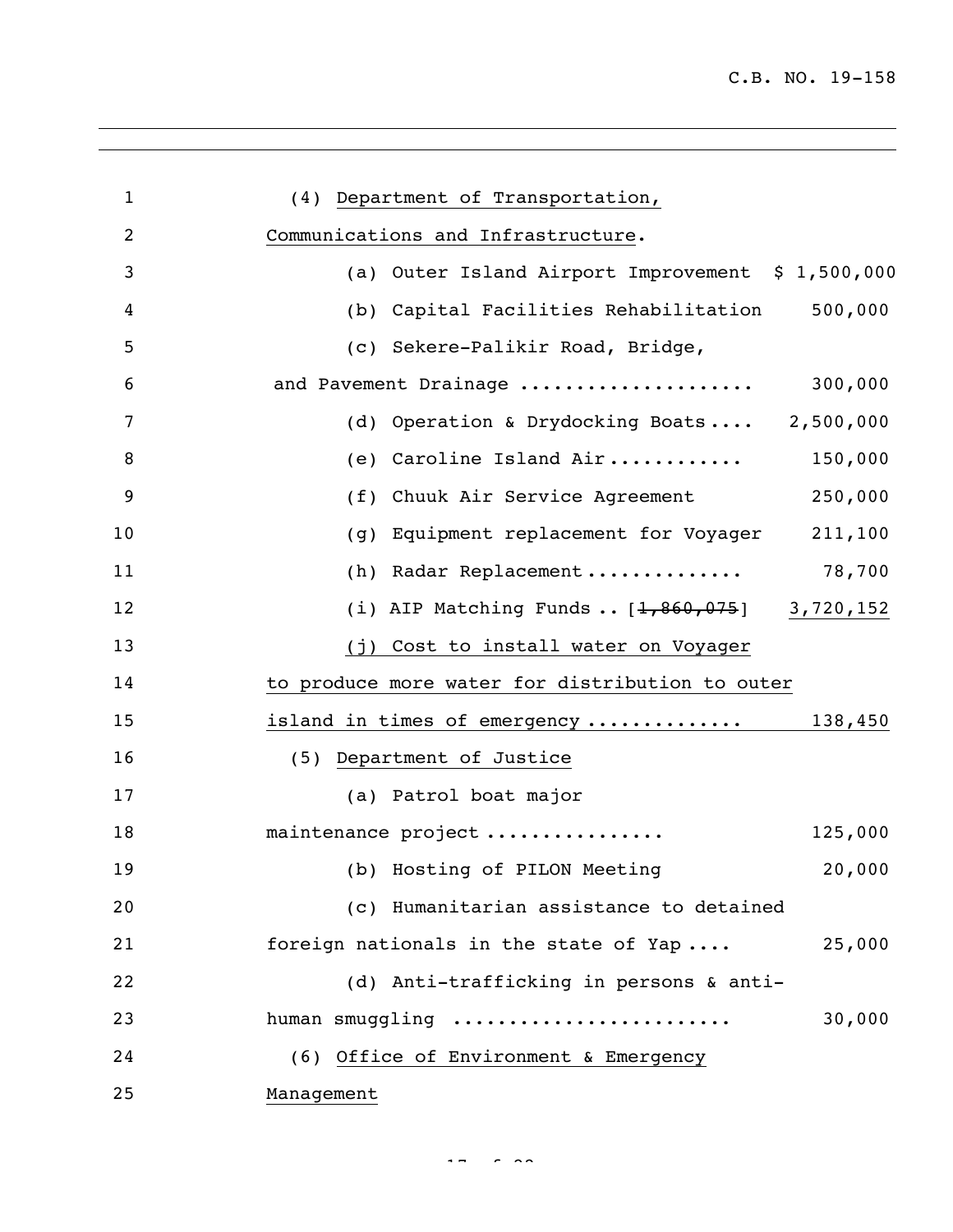(4) Department of Transportation, Communications and Infrastructure.

(a) Outer Island Airport Improvement $ 1,500,000

(b) Capital Facilities Rehabilitation 500,000

(c) Sekere-Palikir Road, Bridge, and Pavement Drainage .................... 300,000

(d) Operation & Drydocking Boats.... 2,500,000

(e) Caroline Island Air........... 150,000

(f) Chuuk Air Service Agreement 250,000

(g) Equipment replacement for Voyager 211,100

(h) Radar Replacement............. 78,700

(i) AIP Matching Funds .. [~~1,860,075~~] 3,720,152

(j) Cost to install water on Voyager to produce more water for distribution to outer island in times of emergency............. 138,450

(5) Department of Justice

(a) Patrol boat major maintenance project............... 125,000

(b) Hosting of PILON Meeting 20,000

(c) Humanitarian assistance to detained foreign nationals in the state of Yap.... 25,000

(d) Anti-trafficking in persons & anti-human smuggling ....................... 30,000

(6) Office of Environment & Emergency Management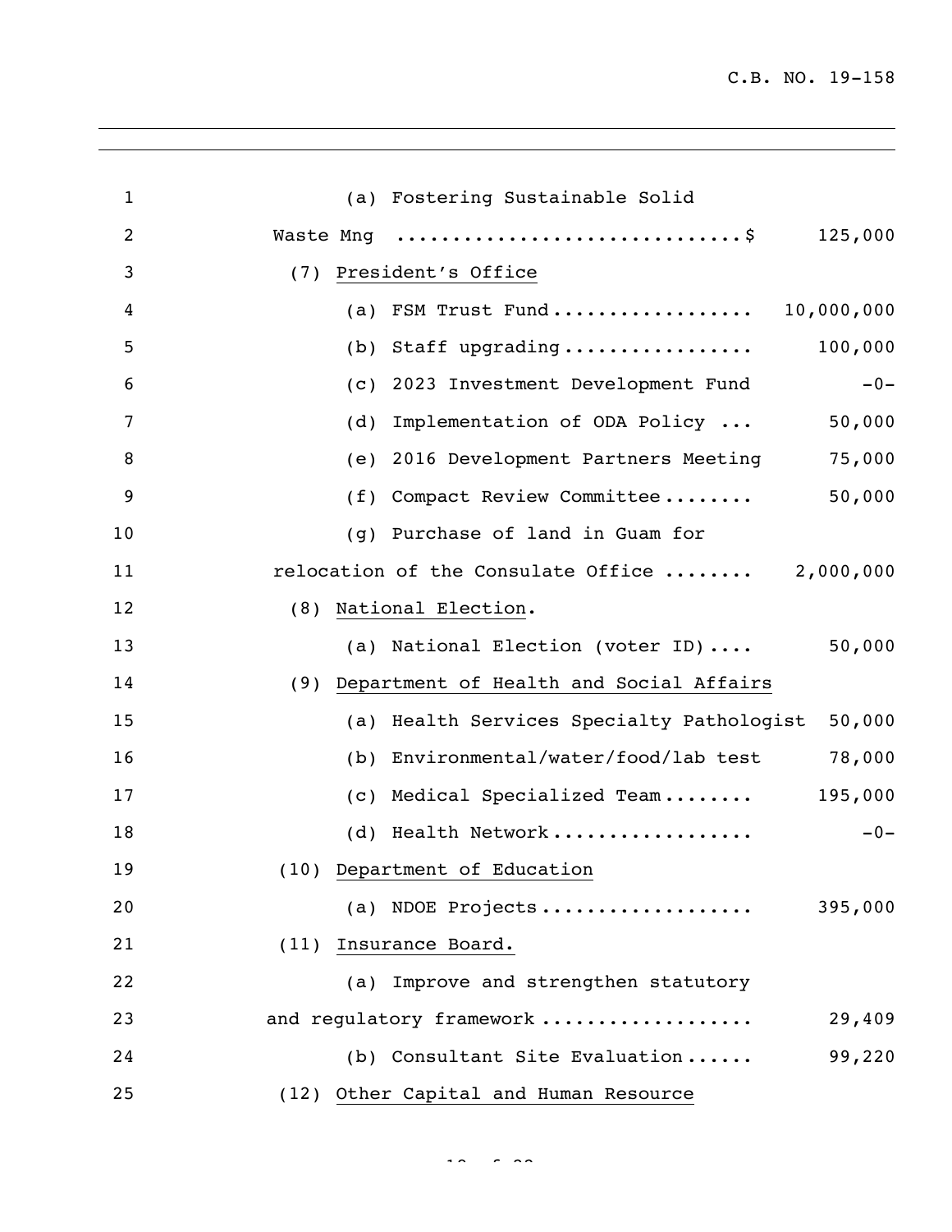(a) Fostering Sustainable Solid Waste Mng ..............................$ 125,000

(7) President's Office

(a) FSM Trust Fund.................. 10,000,000

(b) Staff upgrading................ 100,000

(c) 2023 Investment Development Fund -0-

(d) Implementation of ODA Policy ... 50,000

(e) 2016 Development Partners Meeting 75,000

(f) Compact Review Committee........ 50,000

(g) Purchase of land in Guam for relocation of the Consulate Office ........ 2,000,000

(8) National Election.

(a) National Election (voter ID).... 50,000

(9) Department of Health and Social Affairs

(a) Health Services Specialty Pathologist 50,000

(b) Environmental/water/food/lab test 78,000

(c) Medical Specialized Team........ 195,000

(d) Health Network.................. -0-

(10) Department of Education

(a) NDOE Projects................... 395,000

(11) Insurance Board.

(a) Improve and strengthen statutory and regulatory framework .................. 29,409

(b) Consultant Site Evaluation...... 99,220

(12) Other Capital and Human Resource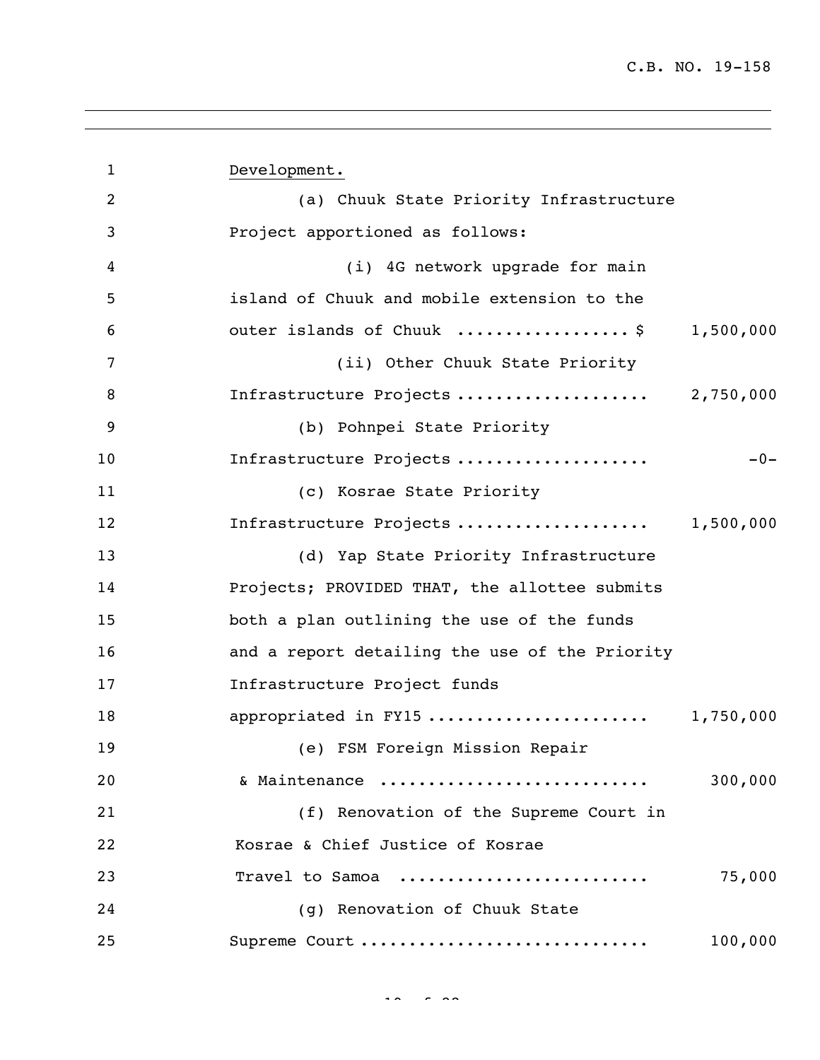Development.

(a) Chuuk State Priority Infrastructure Project apportioned as follows:

(i) 4G network upgrade for main island of Chuuk and mobile extension to the outer islands of Chuuk .................. $ 1,500,000

(ii) Other Chuuk State Priority Infrastructure Projects .................... 2,750,000

(b) Pohnpei State Priority Infrastructure Projects .................... -0-

(c) Kosrae State Priority Infrastructure Projects .................... 1,500,000

(d) Yap State Priority Infrastructure Projects; PROVIDED THAT, the allottee submits both a plan outlining the use of the funds and a report detailing the use of the Priority Infrastructure Project funds appropriated in FY15 ...................... 1,750,000

(e) FSM Foreign Mission Repair & Maintenance ........................... 300,000

(f) Renovation of the Supreme Court in Kosrae & Chief Justice of Kosrae Travel to Samoa ......................... 75,000

(g) Renovation of Chuuk State Supreme Court ............................ 100,000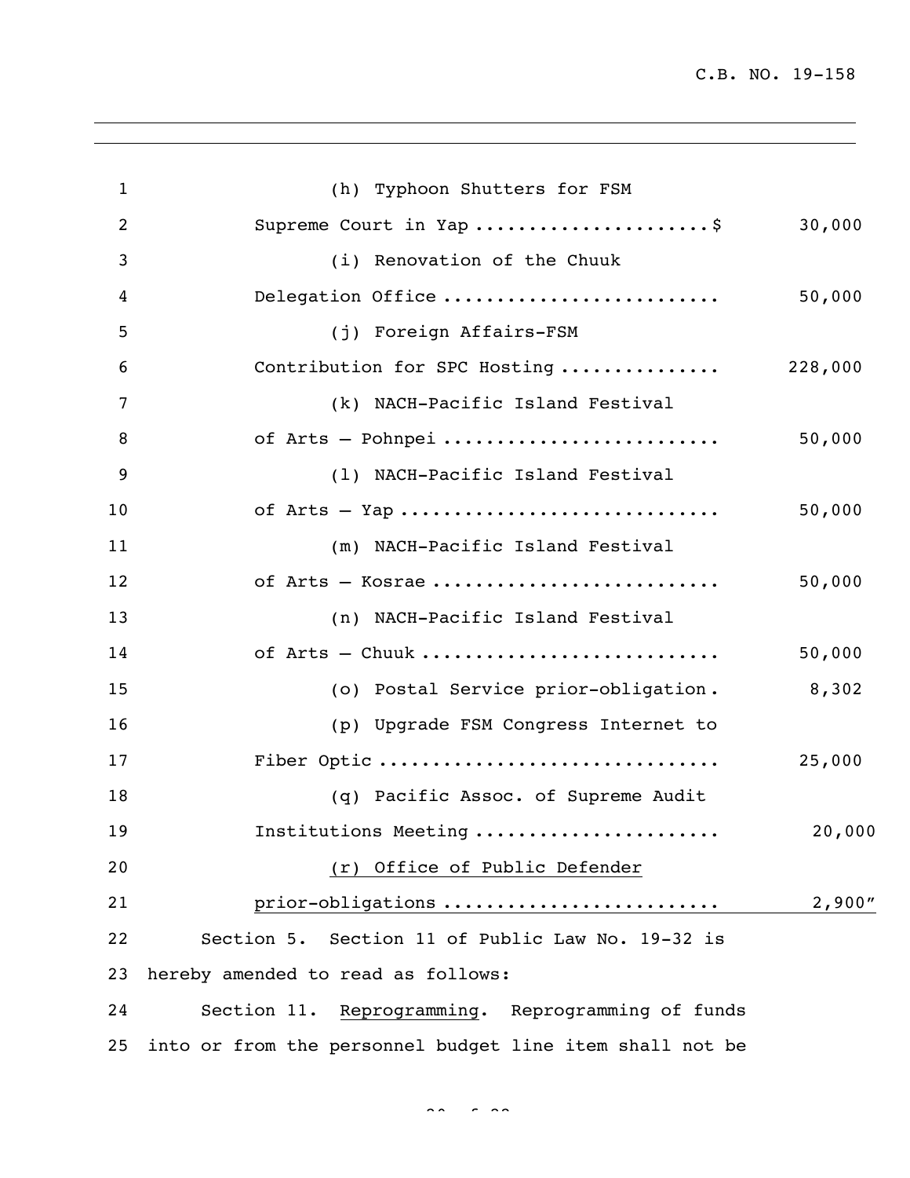(h) Typhoon Shutters for FSM Supreme Court in Yap .....................$ 30,000

(i) Renovation of the Chuuk Delegation Office ......................... 50,000

(j) Foreign Affairs-FSM Contribution for SPC Hosting .............. 228,000

(k) NACH-Pacific Island Festival of Arts – Pohnpei ......................... 50,000

(l) NACH-Pacific Island Festival of Arts – Yap ............................ 50,000

(m) NACH-Pacific Island Festival of Arts – Kosrae .......................... 50,000

(n) NACH-Pacific Island Festival of Arts – Chuuk ........................... 50,000

(o) Postal Service prior-obligation. 8,302

(p) Upgrade FSM Congress Internet to Fiber Optic .............................. 25,000

(q) Pacific Assoc. of Supreme Audit Institutions Meeting ...................... 20,000

<u>(r) Office of Public Defender prior-obligations ........................ 2,900</u>"

Section 5. Section 11 of Public Law No. 19-32 is hereby amended to read as follows:

Section 11. <u>Reprogramming</u>. Reprogramming of funds into or from the personnel budget line item shall not be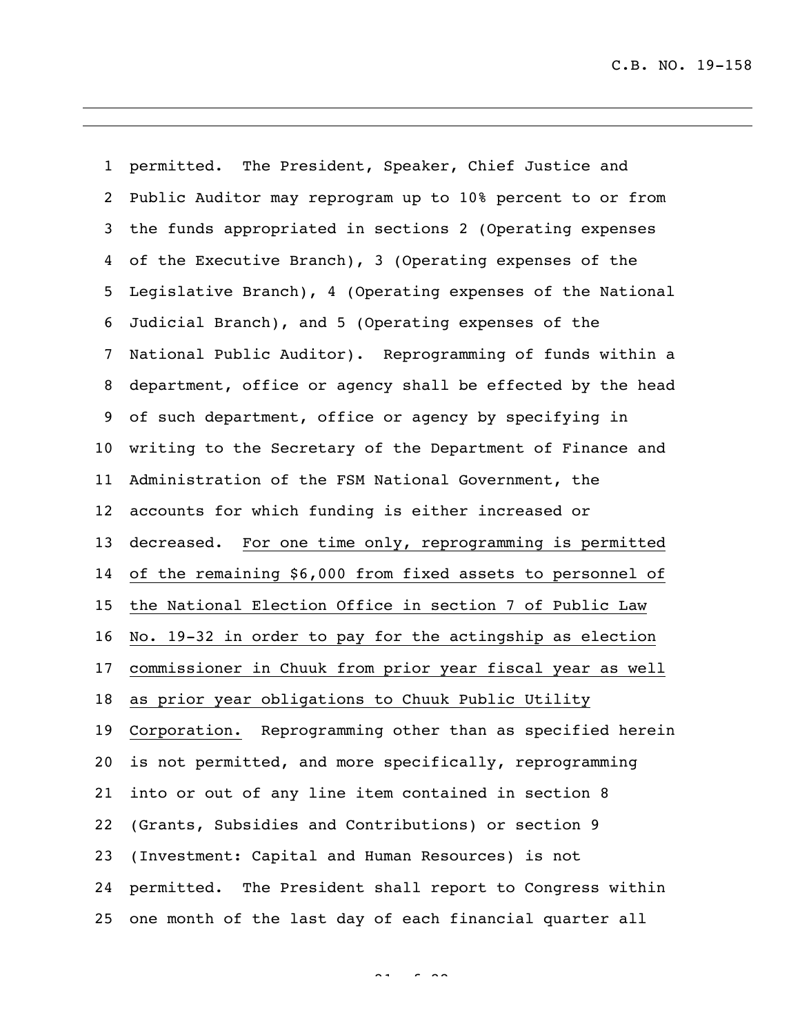permitted. The President, Speaker, Chief Justice and Public Auditor may reprogram up to 10% percent to or from the funds appropriated in sections 2 (Operating expenses of the Executive Branch), 3 (Operating expenses of the Legislative Branch), 4 (Operating expenses of the National Judicial Branch), and 5 (Operating expenses of the National Public Auditor). Reprogramming of funds within a department, office or agency shall be effected by the head of such department, office or agency by specifying in writing to the Secretary of the Department of Finance and Administration of the FSM National Government, the accounts for which funding is either increased or decreased. <u>For one time only, reprogramming is permitted of the remaining $6,000 from fixed assets to personnel of the National Election Office in section 7 of Public Law No. 19-32 in order to pay for the actingship as election commissioner in Chuuk from prior year fiscal year as well as prior year obligations to Chuuk Public Utility Corporation.</u> Reprogramming other than as specified herein is not permitted, and more specifically, reprogramming into or out of any line item contained in section 8 (Grants, Subsidies and Contributions) or section 9 (Investment: Capital and Human Resources) is not permitted. The President shall report to Congress within one month of the last day of each financial quarter all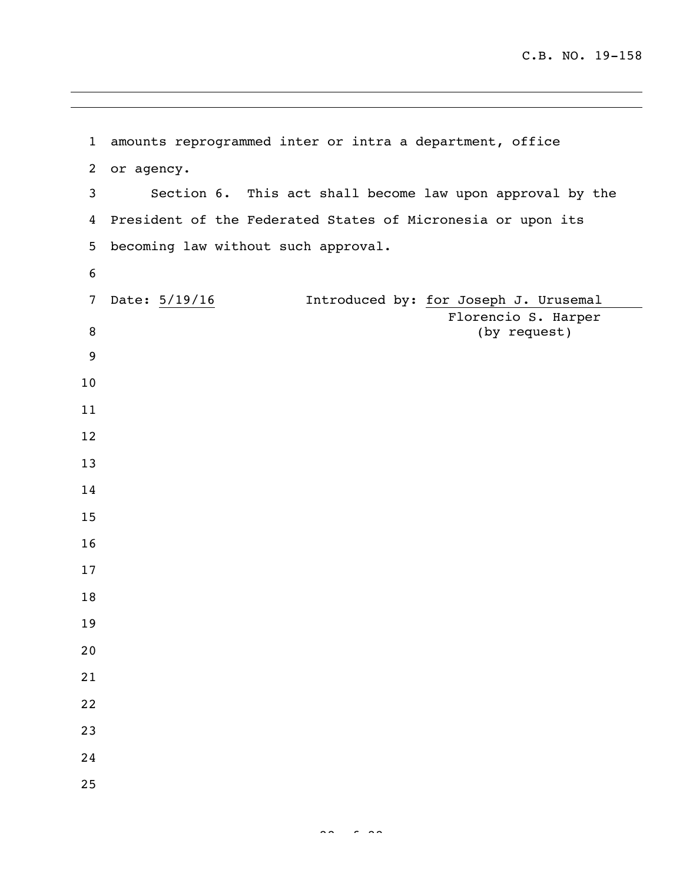amounts reprogrammed inter or intra a department, office or agency.

Section 6. This act shall become law upon approval by the President of the Federated States of Micronesia or upon its becoming law without such approval.

Date: 5/19/16 Introduced by: for Joseph J. Urusemal

Florencio S. Harper
(by request)